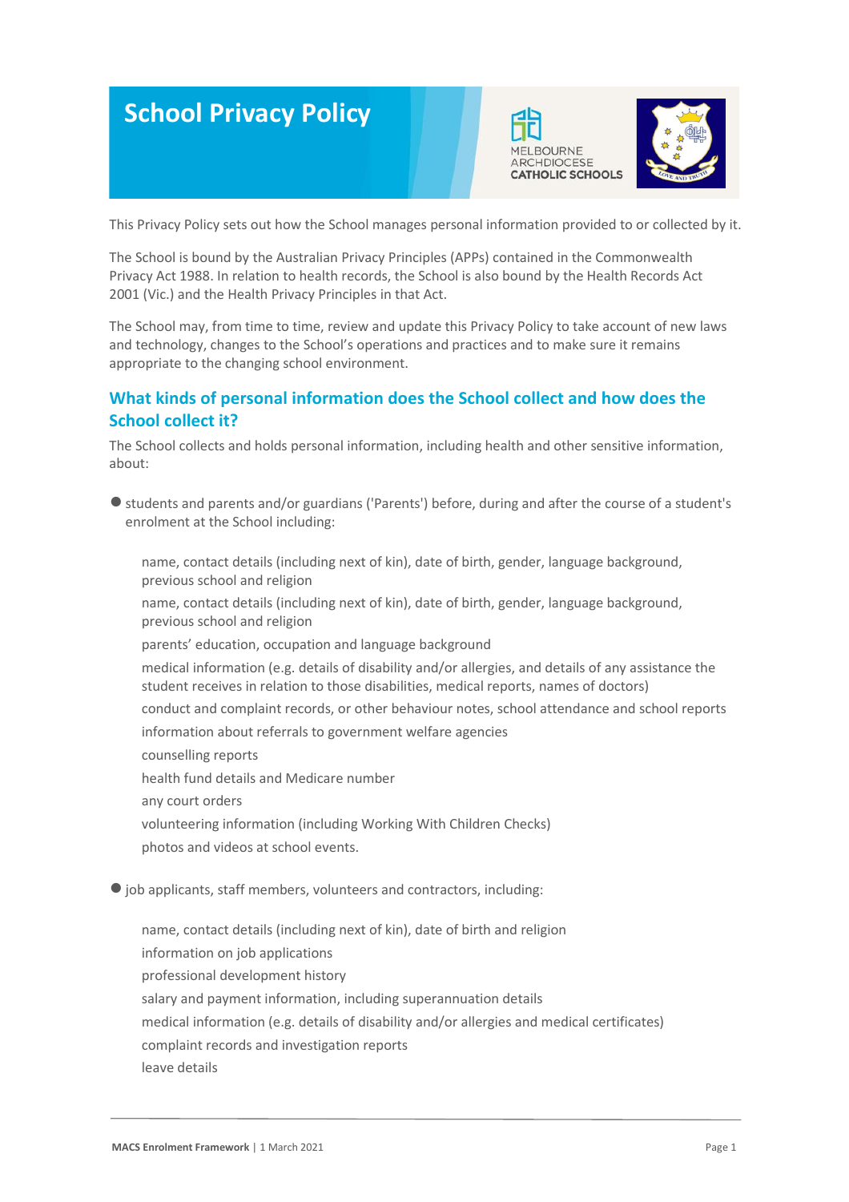# School Privacy Policy

MELBOURNE ARCHDIOCESE CATHOLIC SCHOOLS

This Privacy Policy sets out how the School manages personal information provided to or collected by it.

The School is bound by the Australian Privacy Principles (APPs) contained in the Commonwealth Privacy Act 1988. In relation to health records, the School is also bound by the Health Records Act 2001 (Vic.) and the Health Privacy Principles in that Act.

The School may, from time to time, review and update this Privacy Policy to take account of new laws and technology, changes to the School's operations and practices and to make sure it remains appropriate to the changing school environment.

## What kinds of personal information does the School collect and how does the School collect it?

The School collects and holds personal information, including health and other sensitive information, about:

- students and parents and/or guardians ('Parents') before, during and after the course of a student's enrolment at the School including:
  - name, contact details (including next of kin), date of birth, gender, language background, previous school and religion
  - name, contact details (including next of kin), date of birth, gender, language background, previous school and religion
  - parents' education, occupation and language background
  - medical information (e.g. details of disability and/or allergies, and details of any assistance the student receives in relation to those disabilities, medical reports, names of doctors)
  - conduct and complaint records, or other behaviour notes, school attendance and school reports
  - information about referrals to government welfare agencies
  - counselling reports
  - health fund details and Medicare number
  - any court orders
  - volunteering information (including Working With Children Checks)
  - photos and videos at school events.
- job applicants, staff members, volunteers and contractors, including:
  - name, contact details (including next of kin), date of birth and religion
  - information on job applications
  - professional development history
  - salary and payment information, including superannuation details
  - medical information (e.g. details of disability and/or allergies and medical certificates)
  - complaint records and investigation reports
  - leave details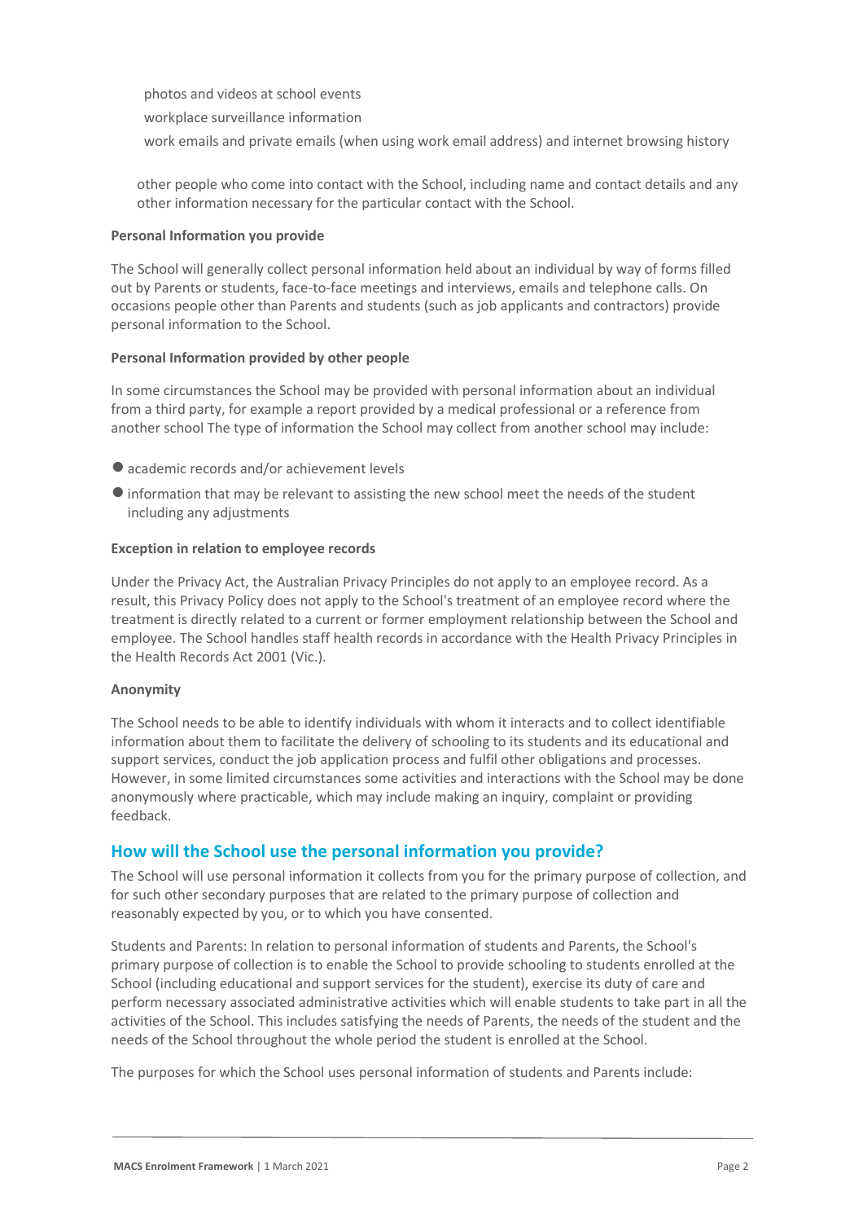- photos and videos at school events
- workplace surveillance information
- work emails and private emails (when using work email address) and internet browsing history

other people who come into contact with the School, including name and contact details and any other information necessary for the particular contact with the School.

**Personal Information you provide**

The School will generally collect personal information held about an individual by way of forms filled out by Parents or students, face-to-face meetings and interviews, emails and telephone calls. On occasions people other than Parents and students (such as job applicants and contractors) provide personal information to the School.

**Personal Information provided by other people**

In some circumstances the School may be provided with personal information about an individual from a third party, for example a report provided by a medical professional or a reference from another school The type of information the School may collect from another school may include:

- academic records and/or achievement levels
- information that may be relevant to assisting the new school meet the needs of the student including any adjustments

**Exception in relation to employee records**

Under the Privacy Act, the Australian Privacy Principles do not apply to an employee record. As a result, this Privacy Policy does not apply to the School's treatment of an employee record where the treatment is directly related to a current or former employment relationship between the School and employee. The School handles staff health records in accordance with the Health Privacy Principles in the Health Records Act 2001 (Vic.).

**Anonymity**

The School needs to be able to identify individuals with whom it interacts and to collect identifiable information about them to facilitate the delivery of schooling to its students and its educational and support services, conduct the job application process and fulfil other obligations and processes. However, in some limited circumstances some activities and interactions with the School may be done anonymously where practicable, which may include making an inquiry, complaint or providing feedback.

## How will the School use the personal information you provide?

The School will use personal information it collects from you for the primary purpose of collection, and for such other secondary purposes that are related to the primary purpose of collection and reasonably expected by you, or to which you have consented.

Students and Parents: In relation to personal information of students and Parents, the School's primary purpose of collection is to enable the School to provide schooling to students enrolled at the School (including educational and support services for the student), exercise its duty of care and perform necessary associated administrative activities which will enable students to take part in all the activities of the School. This includes satisfying the needs of Parents, the needs of the student and the needs of the School throughout the whole period the student is enrolled at the School.

The purposes for which the School uses personal information of students and Parents include: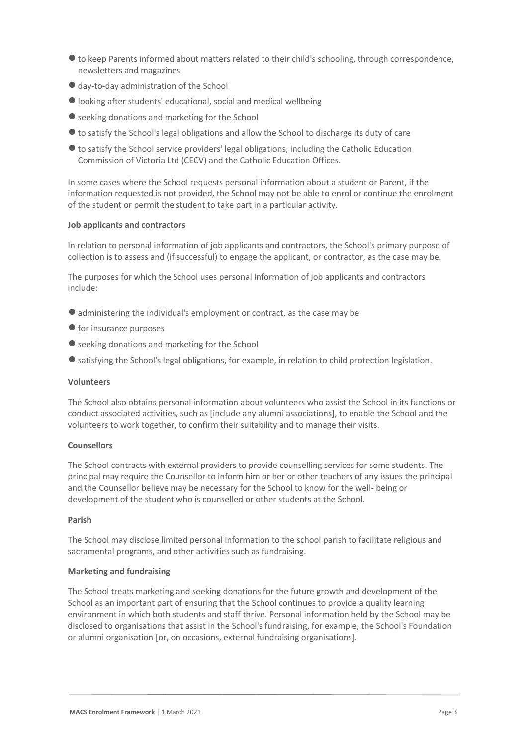- to keep Parents informed about matters related to their child's schooling, through correspondence, newsletters and magazines
- day-to-day administration of the School
- looking after students' educational, social and medical wellbeing
- seeking donations and marketing for the School
- to satisfy the School's legal obligations and allow the School to discharge its duty of care
- to satisfy the School service providers' legal obligations, including the Catholic Education Commission of Victoria Ltd (CECV) and the Catholic Education Offices.

In some cases where the School requests personal information about a student or Parent, if the information requested is not provided, the School may not be able to enrol or continue the enrolment of the student or permit the student to take part in a particular activity.

**Job applicants and contractors**

In relation to personal information of job applicants and contractors, the School's primary purpose of collection is to assess and (if successful) to engage the applicant, or contractor, as the case may be.

The purposes for which the School uses personal information of job applicants and contractors include:

- administering the individual's employment or contract, as the case may be
- for insurance purposes
- seeking donations and marketing for the School
- satisfying the School's legal obligations, for example, in relation to child protection legislation.

**Volunteers**

The School also obtains personal information about volunteers who assist the School in its functions or conduct associated activities, such as [include any alumni associations], to enable the School and the volunteers to work together, to confirm their suitability and to manage their visits.

**Counsellors**

The School contracts with external providers to provide counselling services for some students. The principal may require the Counsellor to inform him or her or other teachers of any issues the principal and the Counsellor believe may be necessary for the School to know for the well- being or development of the student who is counselled or other students at the School.

**Parish**

The School may disclose limited personal information to the school parish to facilitate religious and sacramental programs, and other activities such as fundraising.

**Marketing and fundraising**

The School treats marketing and seeking donations for the future growth and development of the School as an important part of ensuring that the School continues to provide a quality learning environment in which both students and staff thrive. Personal information held by the School may be disclosed to organisations that assist in the School's fundraising, for example, the School's Foundation or alumni organisation [or, on occasions, external fundraising organisations].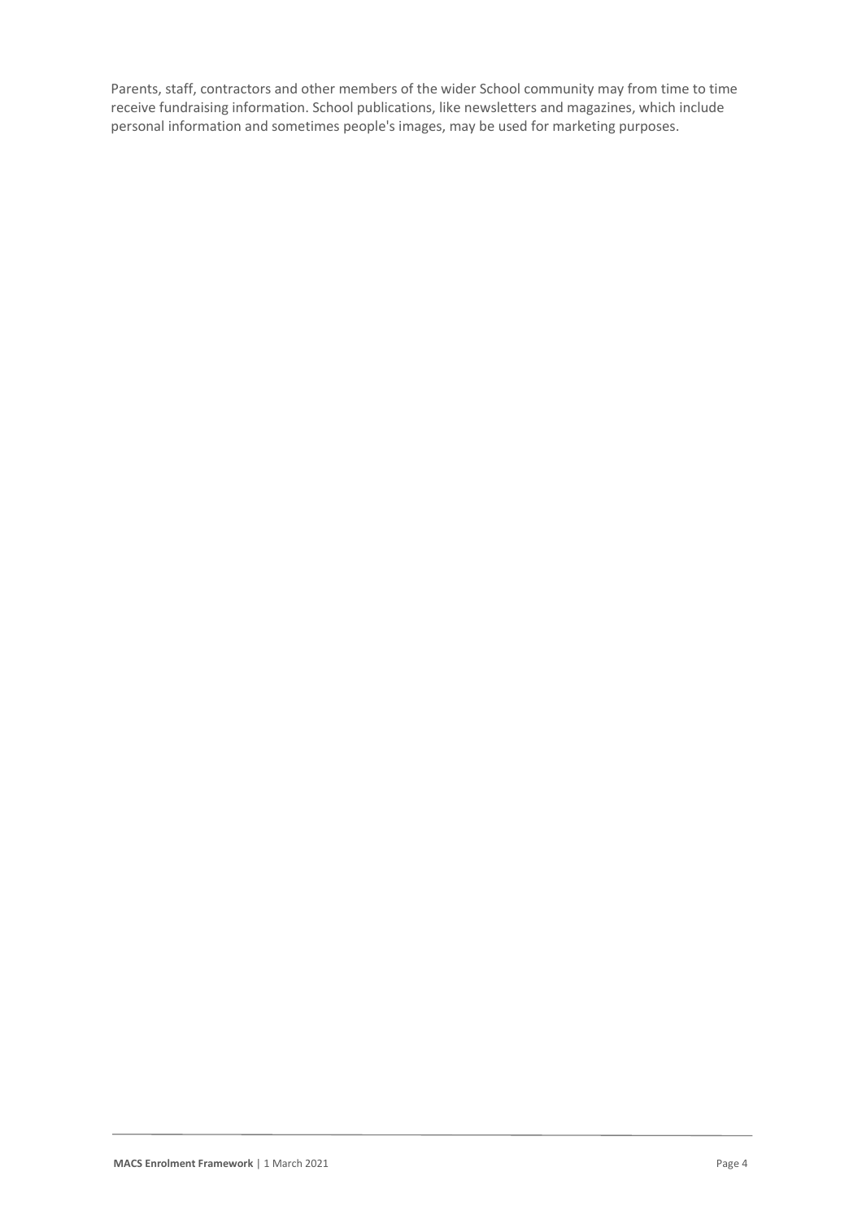Parents, staff, contractors and other members of the wider School community may from time to time receive fundraising information. School publications, like newsletters and magazines, which include personal information and sometimes people's images, may be used for marketing purposes.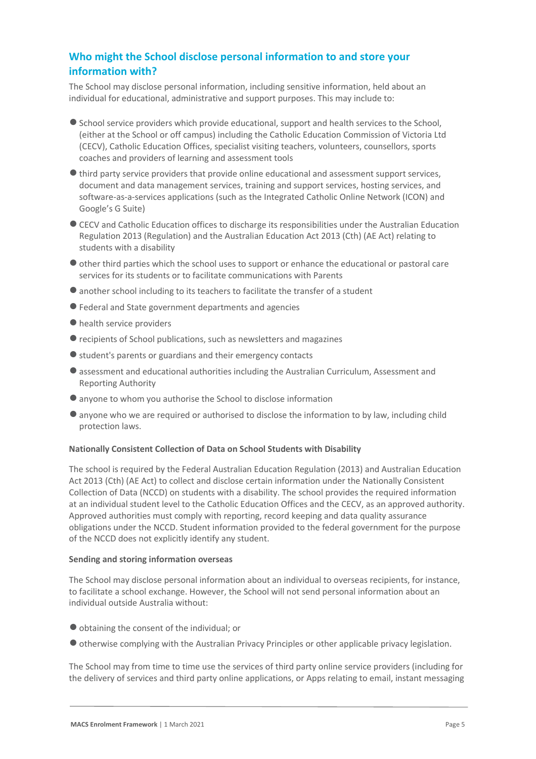## Who might the School disclose personal information to and store your information with?

The School may disclose personal information, including sensitive information, held about an individual for educational, administrative and support purposes. This may include to:

- School service providers which provide educational, support and health services to the School, (either at the School or off campus) including the Catholic Education Commission of Victoria Ltd (CECV), Catholic Education Offices, specialist visiting teachers, volunteers, counsellors, sports coaches and providers of learning and assessment tools
- third party service providers that provide online educational and assessment support services, document and data management services, training and support services, hosting services, and software-as-a-services applications (such as the Integrated Catholic Online Network (ICON) and Google's G Suite)
- CECV and Catholic Education offices to discharge its responsibilities under the Australian Education Regulation 2013 (Regulation) and the Australian Education Act 2013 (Cth) (AE Act) relating to students with a disability
- other third parties which the school uses to support or enhance the educational or pastoral care services for its students or to facilitate communications with Parents
- another school including to its teachers to facilitate the transfer of a student
- Federal and State government departments and agencies
- health service providers
- recipients of School publications, such as newsletters and magazines
- student's parents or guardians and their emergency contacts
- assessment and educational authorities including the Australian Curriculum, Assessment and Reporting Authority
- anyone to whom you authorise the School to disclose information
- anyone who we are required or authorised to disclose the information to by law, including child protection laws.

**Nationally Consistent Collection of Data on School Students with Disability**

The school is required by the Federal Australian Education Regulation (2013) and Australian Education Act 2013 (Cth) (AE Act) to collect and disclose certain information under the Nationally Consistent Collection of Data (NCCD) on students with a disability. The school provides the required information at an individual student level to the Catholic Education Offices and the CECV, as an approved authority. Approved authorities must comply with reporting, record keeping and data quality assurance obligations under the NCCD. Student information provided to the federal government for the purpose of the NCCD does not explicitly identify any student.

**Sending and storing information overseas**

The School may disclose personal information about an individual to overseas recipients, for instance, to facilitate a school exchange. However, the School will not send personal information about an individual outside Australia without:

- obtaining the consent of the individual; or
- otherwise complying with the Australian Privacy Principles or other applicable privacy legislation.

The School may from time to time use the services of third party online service providers (including for the delivery of services and third party online applications, or Apps relating to email, instant messaging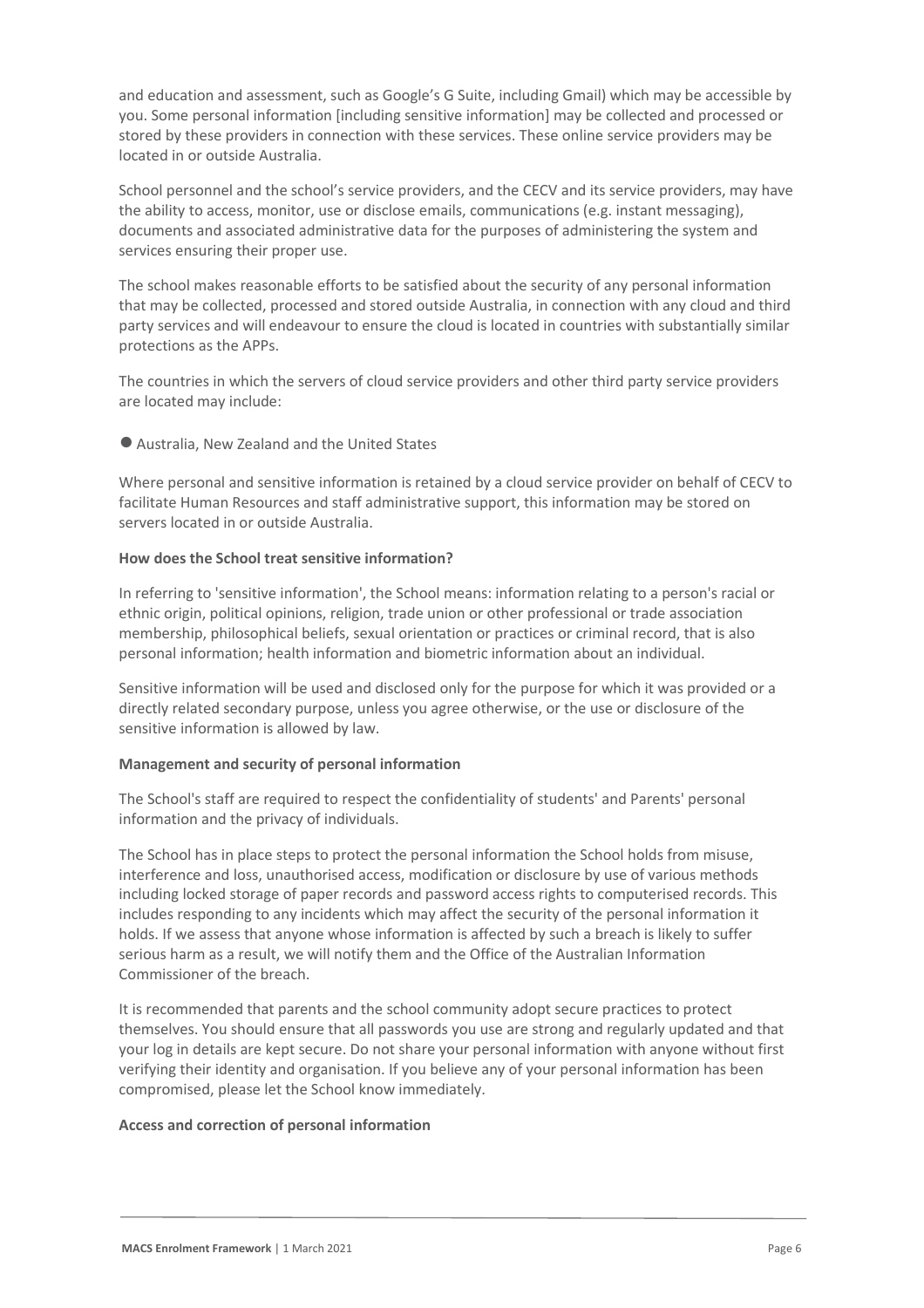and education and assessment, such as Google's G Suite, including Gmail) which may be accessible by you. Some personal information [including sensitive information] may be collected and processed or stored by these providers in connection with these services. These online service providers may be located in or outside Australia.

School personnel and the school's service providers, and the CECV and its service providers, may have the ability to access, monitor, use or disclose emails, communications (e.g. instant messaging), documents and associated administrative data for the purposes of administering the system and services ensuring their proper use.

The school makes reasonable efforts to be satisfied about the security of any personal information that may be collected, processed and stored outside Australia, in connection with any cloud and third party services and will endeavour to ensure the cloud is located in countries with substantially similar protections as the APPs.

The countries in which the servers of cloud service providers and other third party service providers are located may include:

- Australia, New Zealand and the United States

Where personal and sensitive information is retained by a cloud service provider on behalf of CECV to facilitate Human Resources and staff administrative support, this information may be stored on servers located in or outside Australia.

**How does the School treat sensitive information?**

In referring to 'sensitive information', the School means: information relating to a person's racial or ethnic origin, political opinions, religion, trade union or other professional or trade association membership, philosophical beliefs, sexual orientation or practices or criminal record, that is also personal information; health information and biometric information about an individual.

Sensitive information will be used and disclosed only for the purpose for which it was provided or a directly related secondary purpose, unless you agree otherwise, or the use or disclosure of the sensitive information is allowed by law.

**Management and security of personal information**

The School's staff are required to respect the confidentiality of students' and Parents' personal information and the privacy of individuals.

The School has in place steps to protect the personal information the School holds from misuse, interference and loss, unauthorised access, modification or disclosure by use of various methods including locked storage of paper records and password access rights to computerised records. This includes responding to any incidents which may affect the security of the personal information it holds. If we assess that anyone whose information is affected by such a breach is likely to suffer serious harm as a result, we will notify them and the Office of the Australian Information Commissioner of the breach.

It is recommended that parents and the school community adopt secure practices to protect themselves. You should ensure that all passwords you use are strong and regularly updated and that your log in details are kept secure. Do not share your personal information with anyone without first verifying their identity and organisation. If you believe any of your personal information has been compromised, please let the School know immediately.

**Access and correction of personal information**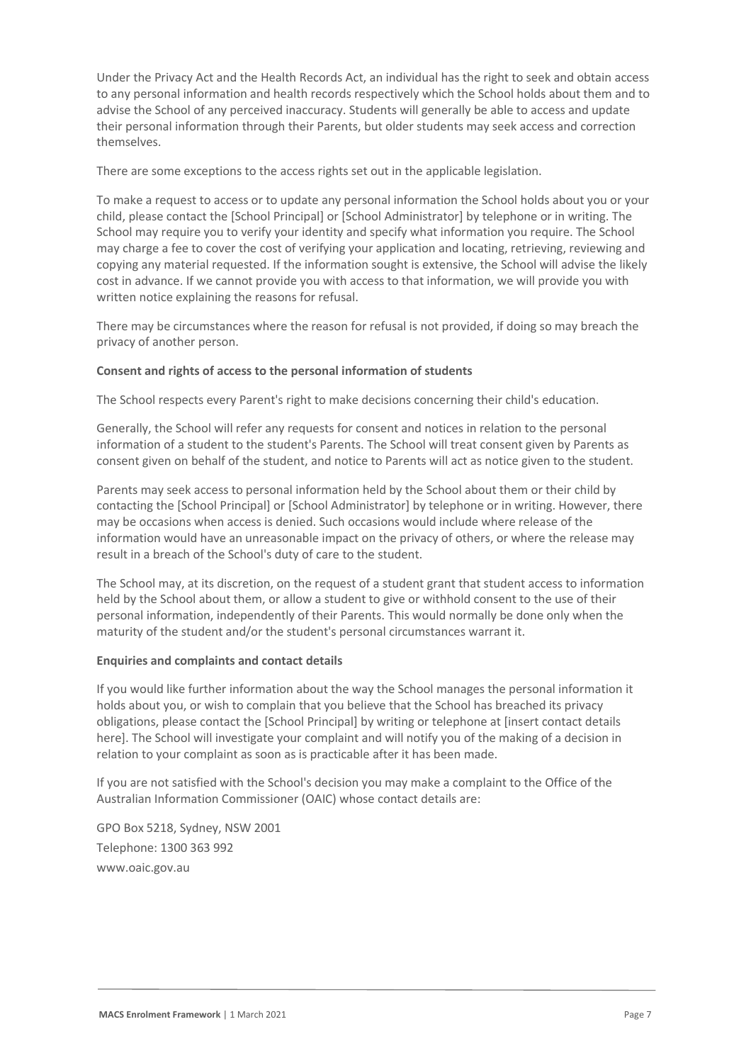Under the Privacy Act and the Health Records Act, an individual has the right to seek and obtain access to any personal information and health records respectively which the School holds about them and to advise the School of any perceived inaccuracy. Students will generally be able to access and update their personal information through their Parents, but older students may seek access and correction themselves.

There are some exceptions to the access rights set out in the applicable legislation.

To make a request to access or to update any personal information the School holds about you or your child, please contact the [School Principal] or [School Administrator] by telephone or in writing. The School may require you to verify your identity and specify what information you require. The School may charge a fee to cover the cost of verifying your application and locating, retrieving, reviewing and copying any material requested. If the information sought is extensive, the School will advise the likely cost in advance. If we cannot provide you with access to that information, we will provide you with written notice explaining the reasons for refusal.

There may be circumstances where the reason for refusal is not provided, if doing so may breach the privacy of another person.

**Consent and rights of access to the personal information of students**

The School respects every Parent's right to make decisions concerning their child's education.

Generally, the School will refer any requests for consent and notices in relation to the personal information of a student to the student's Parents. The School will treat consent given by Parents as consent given on behalf of the student, and notice to Parents will act as notice given to the student.

Parents may seek access to personal information held by the School about them or their child by contacting the [School Principal] or [School Administrator] by telephone or in writing. However, there may be occasions when access is denied. Such occasions would include where release of the information would have an unreasonable impact on the privacy of others, or where the release may result in a breach of the School's duty of care to the student.

The School may, at its discretion, on the request of a student grant that student access to information held by the School about them, or allow a student to give or withhold consent to the use of their personal information, independently of their Parents. This would normally be done only when the maturity of the student and/or the student's personal circumstances warrant it.

**Enquiries and complaints and contact details**

If you would like further information about the way the School manages the personal information it holds about you, or wish to complain that you believe that the School has breached its privacy obligations, please contact the [School Principal] by writing or telephone at [insert contact details here]. The School will investigate your complaint and will notify you of the making of a decision in relation to your complaint as soon as is practicable after it has been made.

If you are not satisfied with the School's decision you may make a complaint to the Office of the Australian Information Commissioner (OAIC) whose contact details are:

GPO Box 5218, Sydney, NSW 2001
Telephone: 1300 363 992
www.oaic.gov.au